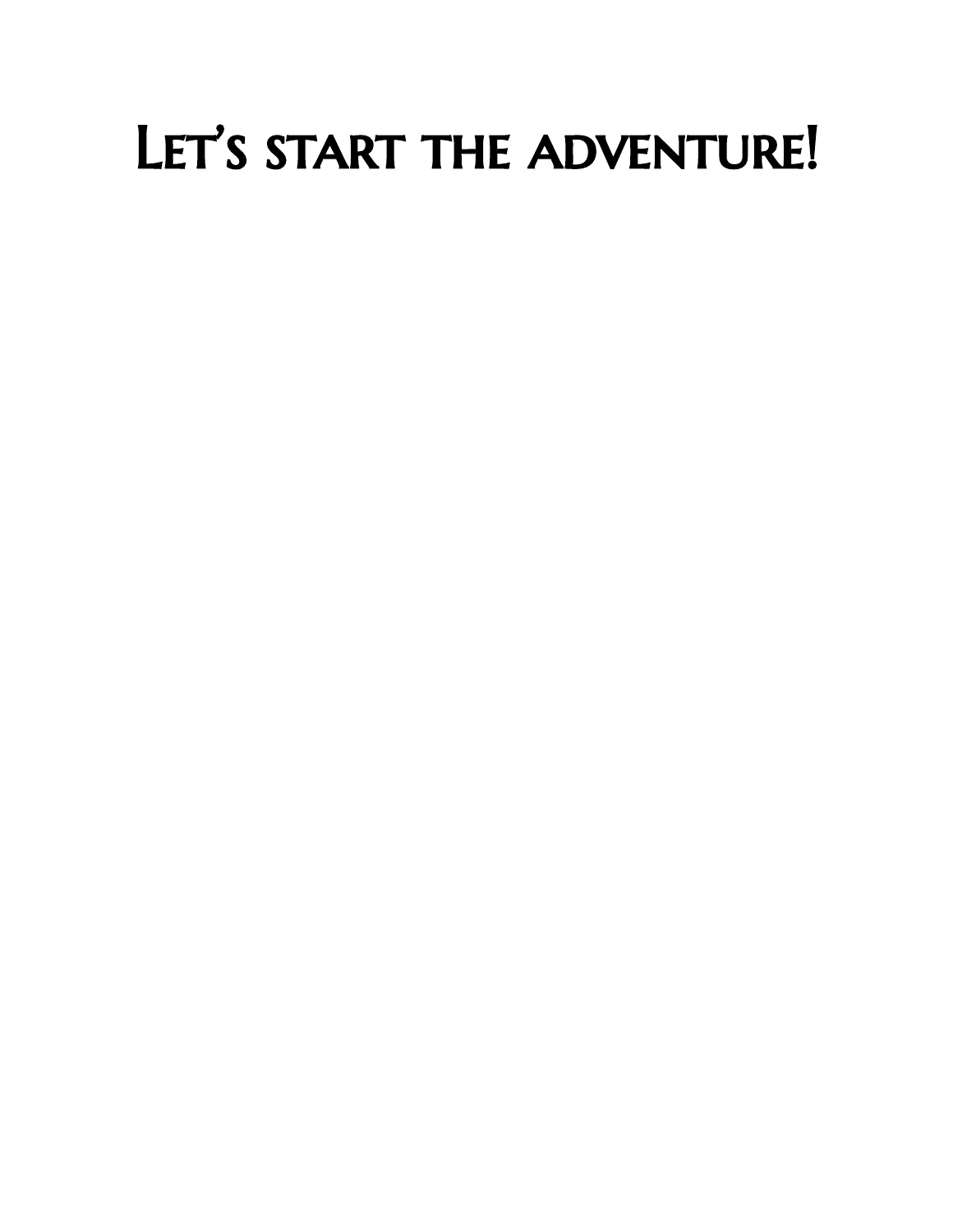# Let's start the adventure!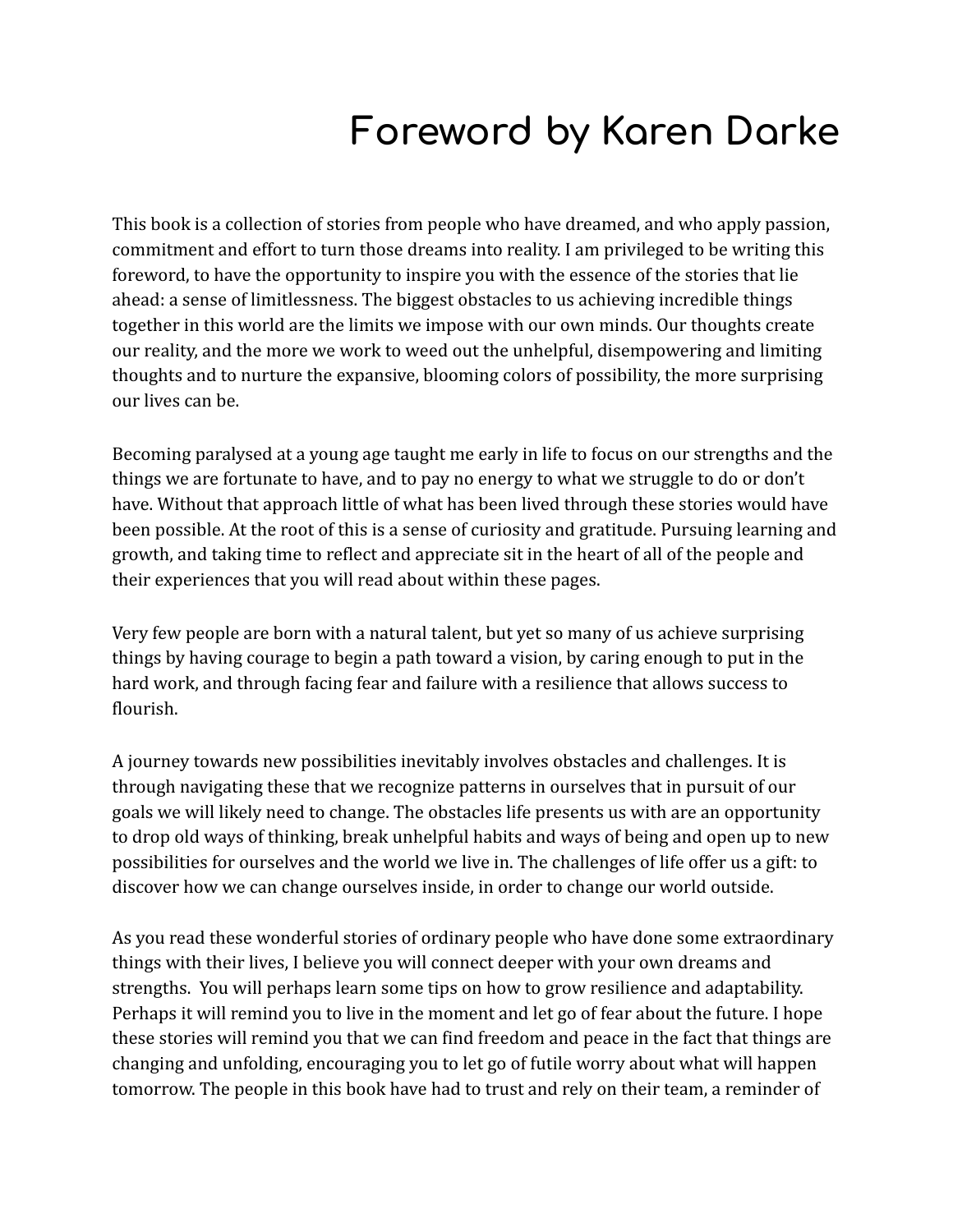# Foreword by Karen Darke

This book is a collection of stories from people who have dreamed, and who apply passion, commitment and effort to turn those dreams into reality. I am privileged to be writing this foreword, to have the opportunity to inspire you with the essence of the stories that lie ahead: a sense of limitlessness. The biggest obstacles to us achieving incredible things together in this world are the limits we impose with our own minds. Our thoughts create our reality, and the more we work to weed out the unhelpful, disempowering and limiting thoughts and to nurture the expansive, blooming colors of possibility, the more surprising our lives can be.

Becoming paralysed at a young age taught me early in life to focus on our strengths and the things we are fortunate to have, and to pay no energy to what we struggle to do or don't have. Without that approach little of what has been lived through these stories would have been possible. At the root of this is a sense of curiosity and gratitude. Pursuing learning and growth, and taking time to reflect and appreciate sit in the heart of all of the people and their experiences that you will read about within these pages.

Very few people are born with a natural talent, but yet so many of us achieve surprising things by having courage to begin a path toward a vision, by caring enough to put in the hard work, and through facing fear and failure with a resilience that allows success to flourish.

A journey towards new possibilities inevitably involves obstacles and challenges. It is through navigating these that we recognize patterns in ourselves that in pursuit of our goals we will likely need to change. The obstacles life presents us with are an opportunity to drop old ways of thinking, break unhelpful habits and ways of being and open up to new possibilities for ourselves and the world we live in. The challenges of life offer us a gift: to discover how we can change ourselves inside, in order to change our world outside.

As you read these wonderful stories of ordinary people who have done some extraordinary things with their lives, I believe you will connect deeper with your own dreams and strengths. You will perhaps learn some tips on how to grow resilience and adaptability. Perhaps it will remind you to live in the moment and let go of fear about the future. I hope these stories will remind you that we can find freedom and peace in the fact that things are changing and unfolding, encouraging you to let go of futile worry about what will happen tomorrow. The people in this book have had to trust and rely on their team, a reminder of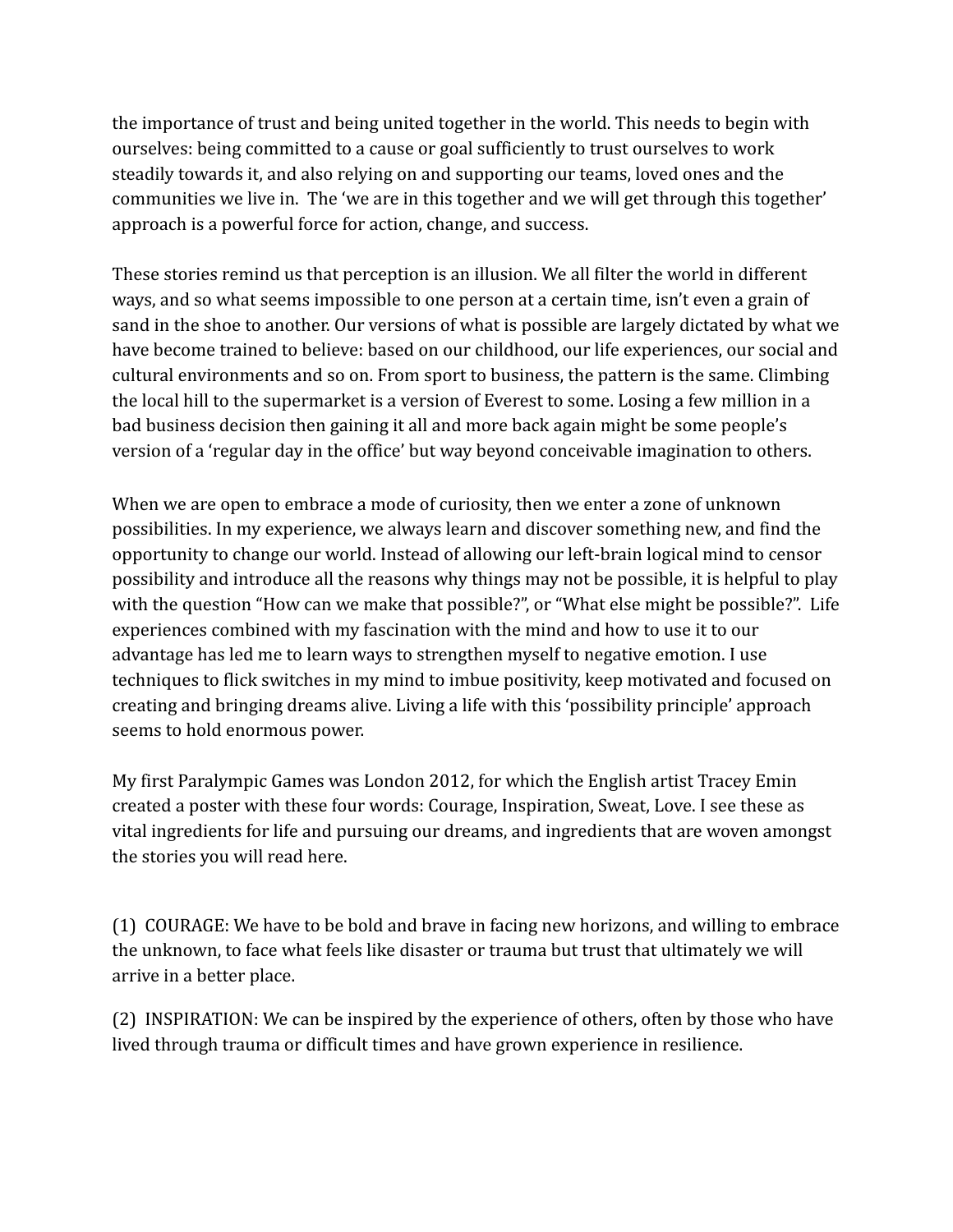the importance of trust and being united together in the world. This needs to begin with ourselves: being committed to a cause or goal sufficiently to trust ourselves to work steadily towards it, and also relying on and supporting our teams, loved ones and the communities we live in. The 'we are in this together and we will get through this together' approach is a powerful force for action, change, and success.

These stories remind us that perception is an illusion. We all filter the world in different ways, and so what seems impossible to one person at a certain time, isn't even a grain of sand in the shoe to another. Our versions of what is possible are largely dictated by what we have become trained to believe: based on our childhood, our life experiences, our social and cultural environments and so on. From sport to business, the pattern is the same. Climbing the local hill to the supermarket is a version of Everest to some. Losing a few million in a bad business decision then gaining it all and more back again might be some people's version of a 'regular day in the office' but way beyond conceivable imagination to others.

When we are open to embrace a mode of curiosity, then we enter a zone of unknown possibilities. In my experience, we always learn and discover something new, and find the opportunity to change our world. Instead of allowing our left-brain logical mind to censor possibility and introduce all the reasons why things may not be possible, it is helpful to play with the question "How can we make that possible?", or "What else might be possible?". Life experiences combined with my fascination with the mind and how to use it to our advantage has led me to learn ways to strengthen myself to negative emotion. I use techniques to flick switches in my mind to imbue positivity, keep motivated and focused on creating and bringing dreams alive. Living a life with this 'possibility principle' approach seems to hold enormous power.

My first Paralympic Games was London 2012, for which the English artist Tracey Emin created a poster with these four words: Courage, Inspiration, Sweat, Love. I see these as vital ingredients for life and pursuing our dreams, and ingredients that are woven amongst the stories you will read here.

(1) COURAGE: We have to be bold and brave in facing new horizons, and willing to embrace the unknown, to face what feels like disaster or trauma but trust that ultimately we will arrive in a better place.

(2) INSPIRATION: We can be inspired by the experience of others, often by those who have lived through trauma or difficult times and have grown experience in resilience.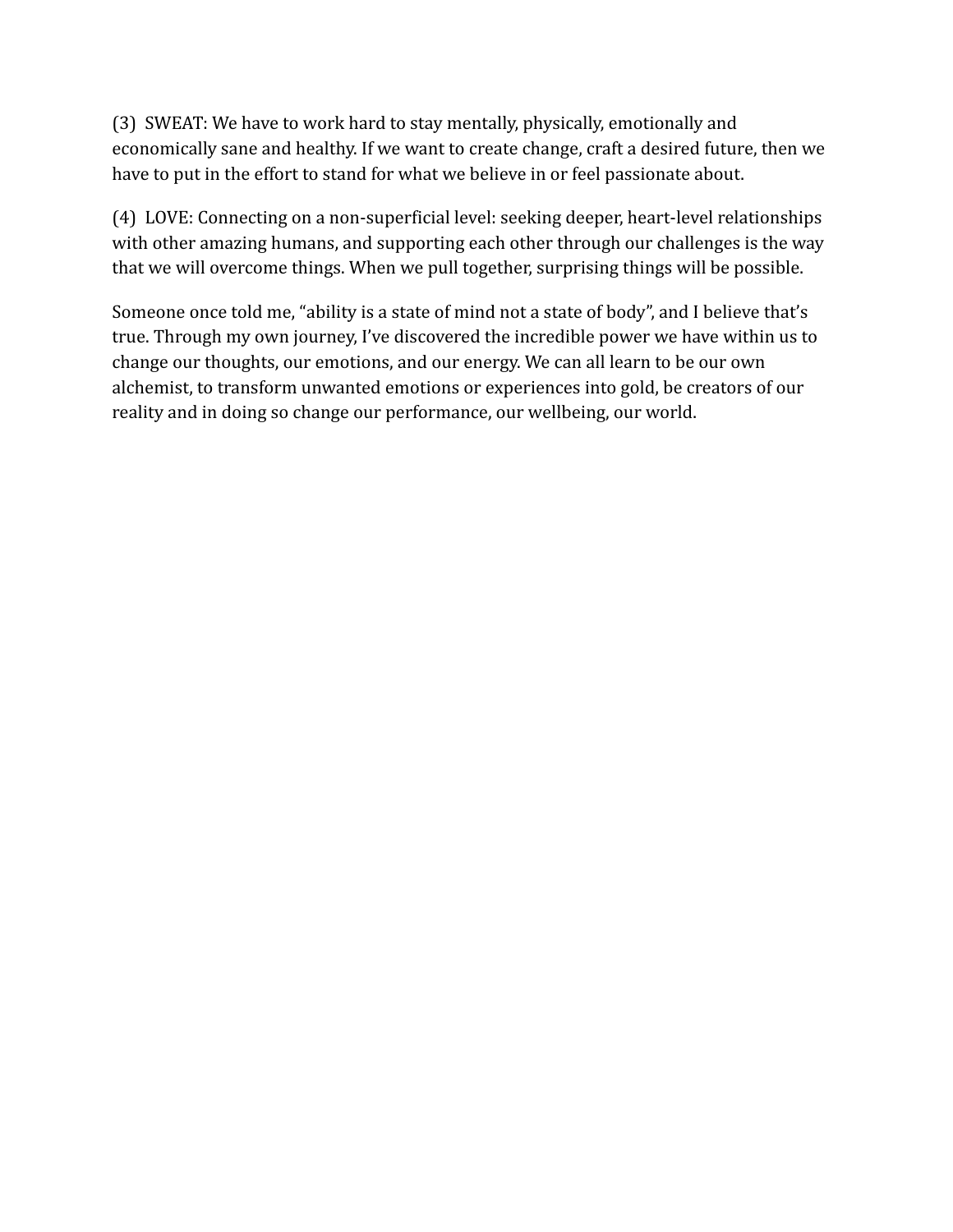(3) SWEAT: We have to work hard to stay mentally, physically, emotionally and economically sane and healthy. If we want to create change, craft a desired future, then we have to put in the effort to stand for what we believe in or feel passionate about.

(4) LOVE: Connecting on a non-superficial level: seeking deeper, heart-level relationships with other amazing humans, and supporting each other through our challenges is the way that we will overcome things. When we pull together, surprising things will be possible.

Someone once told me, "ability is a state of mind not a state of body", and I believe that's true. Through my own journey, I've discovered the incredible power we have within us to change our thoughts, our emotions, and our energy. We can all learn to be our own alchemist, to transform unwanted emotions or experiences into gold, be creators of our reality and in doing so change our performance, our wellbeing, our world.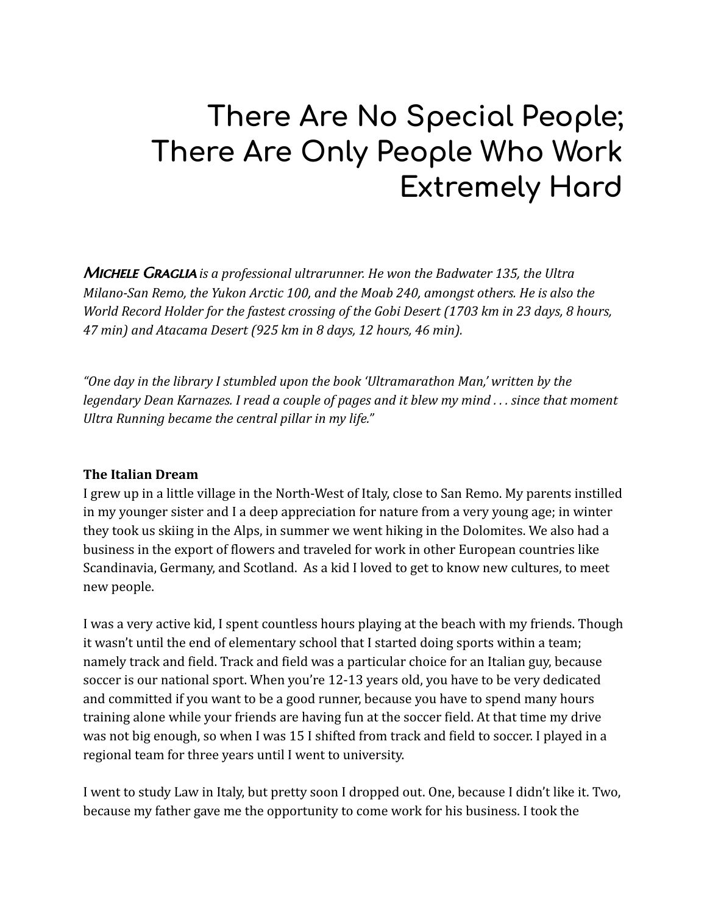# There Are No Special People; There Are Only People Who Work Extremely Hard

***Michele Graglia*** *is a professional ultrarunner. He won the Badwater 135, the Ultra Milano-San Remo, the Yukon Arctic 100, and the Moab 240, amongst others. He is also the World Record Holder for the fastest crossing of the Gobi Desert (1703 km in 23 days, 8 hours, 47 min) and Atacama Desert (925 km in 8 days, 12 hours, 46 min).*

*"One day in the library I stumbled upon the book 'Ultramarathon Man,' written by the legendary Dean Karnazes. I read a couple of pages and it blew my mind . . . since that moment Ultra Running became the central pillar in my life."*

**The Italian Dream**

I grew up in a little village in the North-West of Italy, close to San Remo. My parents instilled in my younger sister and I a deep appreciation for nature from a very young age; in winter they took us skiing in the Alps, in summer we went hiking in the Dolomites. We also had a business in the export of flowers and traveled for work in other European countries like Scandinavia, Germany, and Scotland. As a kid I loved to get to know new cultures, to meet new people.

I was a very active kid, I spent countless hours playing at the beach with my friends. Though it wasn't until the end of elementary school that I started doing sports within a team; namely track and field. Track and field was a particular choice for an Italian guy, because soccer is our national sport. When you're 12-13 years old, you have to be very dedicated and committed if you want to be a good runner, because you have to spend many hours training alone while your friends are having fun at the soccer field. At that time my drive was not big enough, so when I was 15 I shifted from track and field to soccer. I played in a regional team for three years until I went to university.

I went to study Law in Italy, but pretty soon I dropped out. One, because I didn't like it. Two, because my father gave me the opportunity to come work for his business. I took the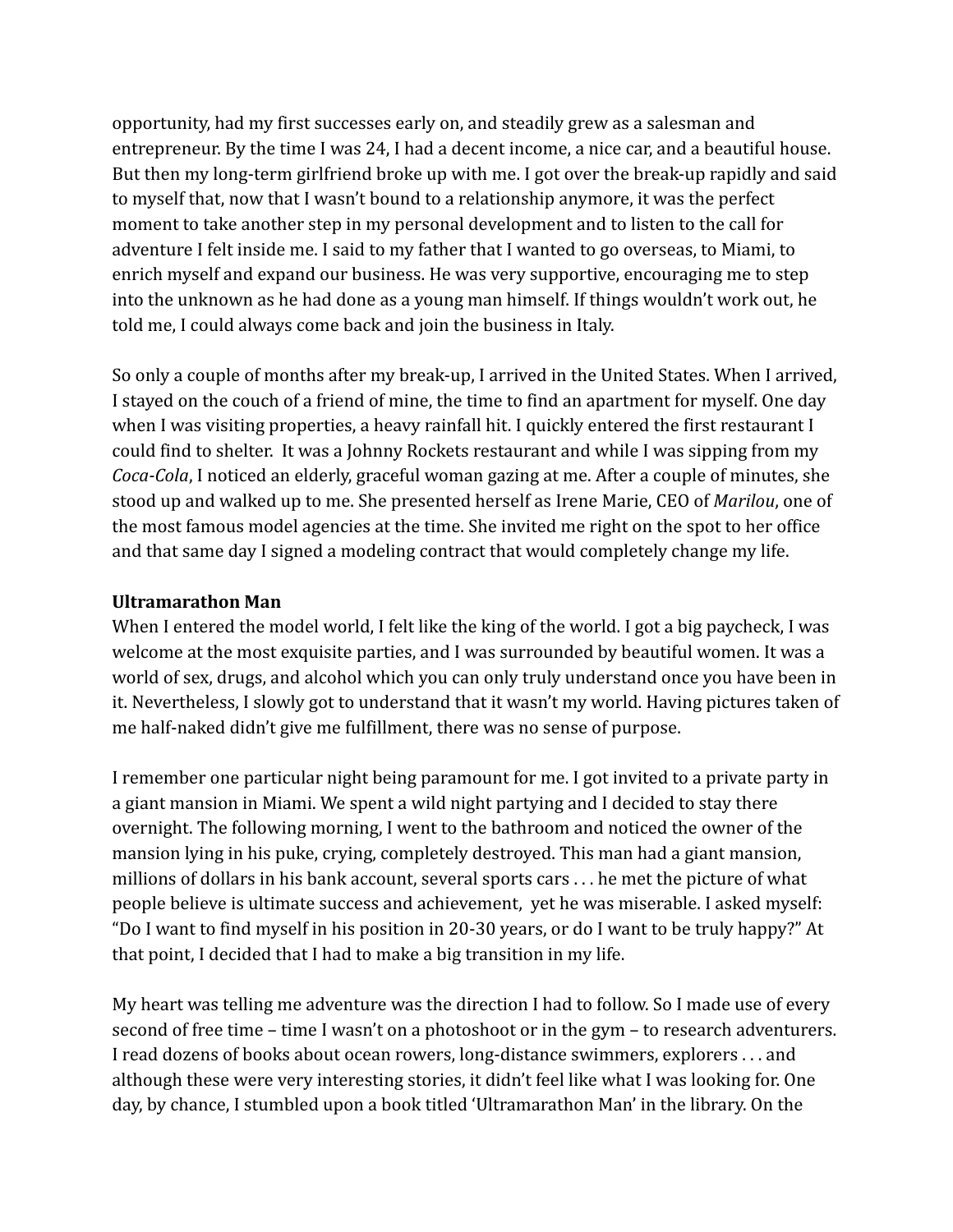opportunity, had my first successes early on, and steadily grew as a salesman and entrepreneur. By the time I was 24, I had a decent income, a nice car, and a beautiful house. But then my long-term girlfriend broke up with me. I got over the break-up rapidly and said to myself that, now that I wasn't bound to a relationship anymore, it was the perfect moment to take another step in my personal development and to listen to the call for adventure I felt inside me. I said to my father that I wanted to go overseas, to Miami, to enrich myself and expand our business. He was very supportive, encouraging me to step into the unknown as he had done as a young man himself. If things wouldn't work out, he told me, I could always come back and join the business in Italy.

So only a couple of months after my break-up, I arrived in the United States. When I arrived, I stayed on the couch of a friend of mine, the time to find an apartment for myself. One day when I was visiting properties, a heavy rainfall hit. I quickly entered the first restaurant I could find to shelter. It was a Johnny Rockets restaurant and while I was sipping from my *Coca-Cola*, I noticed an elderly, graceful woman gazing at me. After a couple of minutes, she stood up and walked up to me. She presented herself as Irene Marie, CEO of *Marilou*, one of the most famous model agencies at the time. She invited me right on the spot to her office and that same day I signed a modeling contract that would completely change my life.

**Ultramarathon Man**

When I entered the model world, I felt like the king of the world. I got a big paycheck, I was welcome at the most exquisite parties, and I was surrounded by beautiful women. It was a world of sex, drugs, and alcohol which you can only truly understand once you have been in it. Nevertheless, I slowly got to understand that it wasn't my world. Having pictures taken of me half-naked didn't give me fulfillment, there was no sense of purpose.

I remember one particular night being paramount for me. I got invited to a private party in a giant mansion in Miami. We spent a wild night partying and I decided to stay there overnight. The following morning, I went to the bathroom and noticed the owner of the mansion lying in his puke, crying, completely destroyed. This man had a giant mansion, millions of dollars in his bank account, several sports cars . . . he met the picture of what people believe is ultimate success and achievement, yet he was miserable. I asked myself: "Do I want to find myself in his position in 20-30 years, or do I want to be truly happy?" At that point, I decided that I had to make a big transition in my life.

My heart was telling me adventure was the direction I had to follow. So I made use of every second of free time – time I wasn't on a photoshoot or in the gym – to research adventurers. I read dozens of books about ocean rowers, long-distance swimmers, explorers . . . and although these were very interesting stories, it didn't feel like what I was looking for. One day, by chance, I stumbled upon a book titled 'Ultramarathon Man' in the library. On the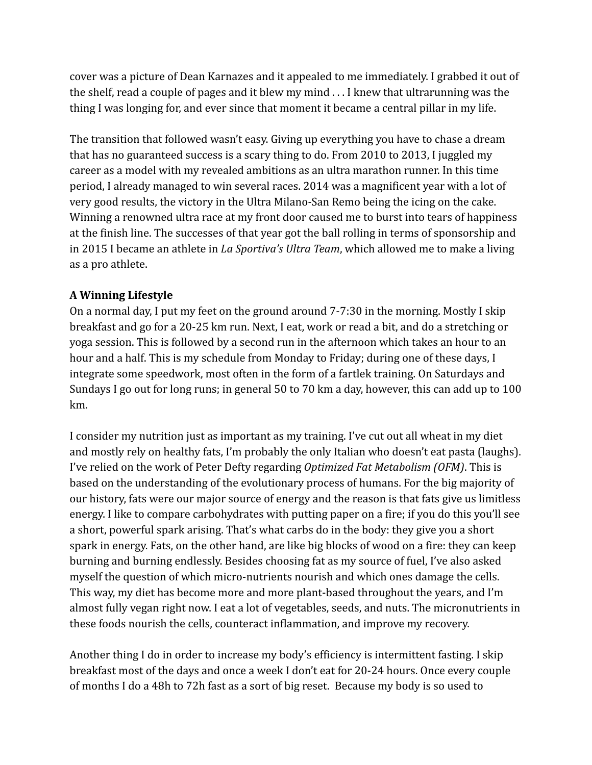cover was a picture of Dean Karnazes and it appealed to me immediately. I grabbed it out of the shelf, read a couple of pages and it blew my mind . . . I knew that ultrarunning was the thing I was longing for, and ever since that moment it became a central pillar in my life.

The transition that followed wasn't easy. Giving up everything you have to chase a dream that has no guaranteed success is a scary thing to do. From 2010 to 2013, I juggled my career as a model with my revealed ambitions as an ultra marathon runner. In this time period, I already managed to win several races. 2014 was a magnificent year with a lot of very good results, the victory in the Ultra Milano-San Remo being the icing on the cake. Winning a renowned ultra race at my front door caused me to burst into tears of happiness at the finish line. The successes of that year got the ball rolling in terms of sponsorship and in 2015 I became an athlete in *La Sportiva's Ultra Team*, which allowed me to make a living as a pro athlete.

**A Winning Lifestyle**

On a normal day, I put my feet on the ground around 7-7:30 in the morning. Mostly I skip breakfast and go for a 20-25 km run. Next, I eat, work or read a bit, and do a stretching or yoga session. This is followed by a second run in the afternoon which takes an hour to an hour and a half. This is my schedule from Monday to Friday; during one of these days, I integrate some speedwork, most often in the form of a fartlek training. On Saturdays and Sundays I go out for long runs; in general 50 to 70 km a day, however, this can add up to 100 km.

I consider my nutrition just as important as my training. I've cut out all wheat in my diet and mostly rely on healthy fats, I'm probably the only Italian who doesn't eat pasta (laughs). I've relied on the work of Peter Defty regarding *Optimized Fat Metabolism (OFM)*. This is based on the understanding of the evolutionary process of humans. For the big majority of our history, fats were our major source of energy and the reason is that fats give us limitless energy. I like to compare carbohydrates with putting paper on a fire; if you do this you'll see a short, powerful spark arising. That's what carbs do in the body: they give you a short spark in energy. Fats, on the other hand, are like big blocks of wood on a fire: they can keep burning and burning endlessly. Besides choosing fat as my source of fuel, I've also asked myself the question of which micro-nutrients nourish and which ones damage the cells. This way, my diet has become more and more plant-based throughout the years, and I'm almost fully vegan right now. I eat a lot of vegetables, seeds, and nuts. The micronutrients in these foods nourish the cells, counteract inflammation, and improve my recovery.

Another thing I do in order to increase my body's efficiency is intermittent fasting. I skip breakfast most of the days and once a week I don't eat for 20-24 hours. Once every couple of months I do a 48h to 72h fast as a sort of big reset. Because my body is so used to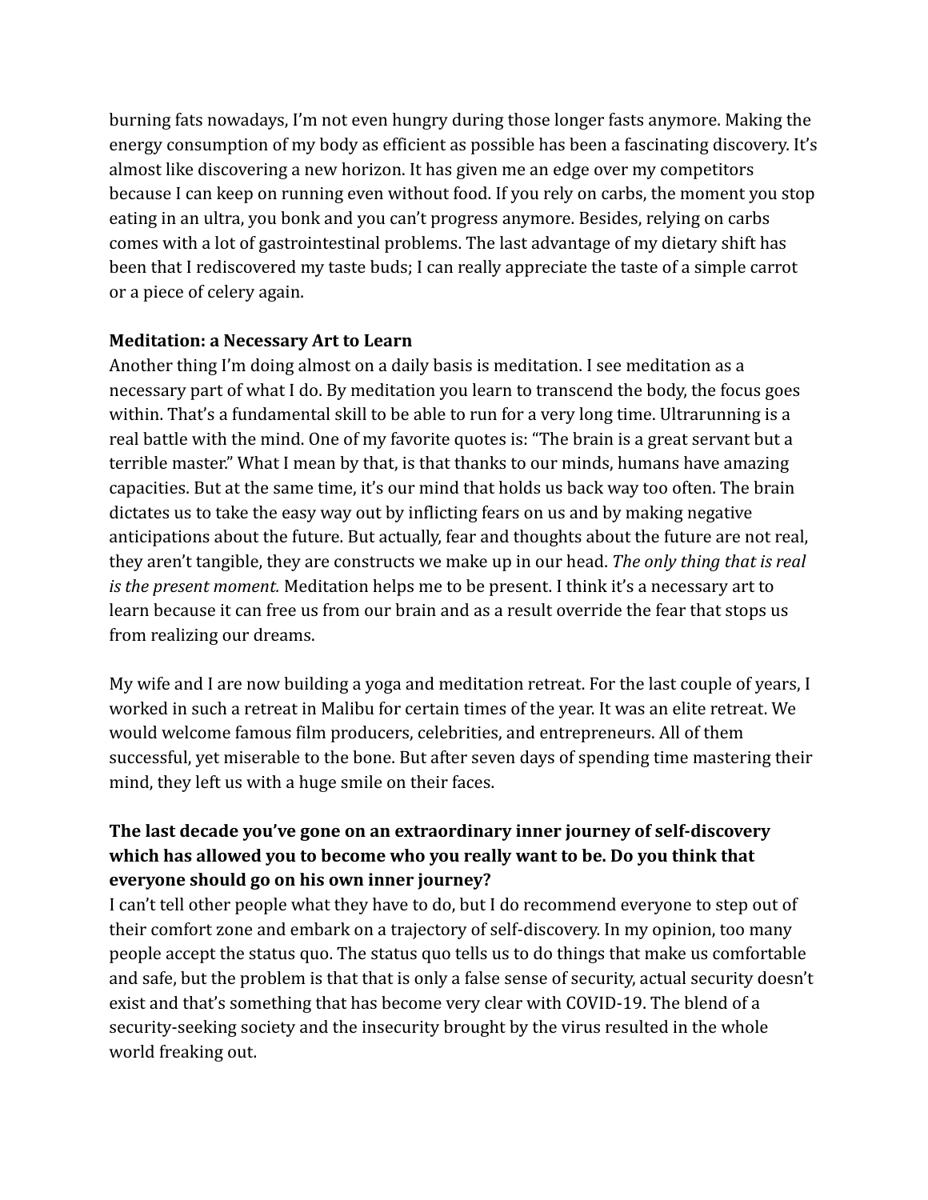burning fats nowadays, I'm not even hungry during those longer fasts anymore. Making the energy consumption of my body as efficient as possible has been a fascinating discovery. It's almost like discovering a new horizon. It has given me an edge over my competitors because I can keep on running even without food. If you rely on carbs, the moment you stop eating in an ultra, you bonk and you can't progress anymore. Besides, relying on carbs comes with a lot of gastrointestinal problems. The last advantage of my dietary shift has been that I rediscovered my taste buds; I can really appreciate the taste of a simple carrot or a piece of celery again.

**Meditation: a Necessary Art to Learn**

Another thing I'm doing almost on a daily basis is meditation. I see meditation as a necessary part of what I do. By meditation you learn to transcend the body, the focus goes within. That's a fundamental skill to be able to run for a very long time. Ultrarunning is a real battle with the mind. One of my favorite quotes is: "The brain is a great servant but a terrible master." What I mean by that, is that thanks to our minds, humans have amazing capacities. But at the same time, it's our mind that holds us back way too often. The brain dictates us to take the easy way out by inflicting fears on us and by making negative anticipations about the future. But actually, fear and thoughts about the future are not real, they aren't tangible, they are constructs we make up in our head. *The only thing that is real is the present moment.* Meditation helps me to be present. I think it's a necessary art to learn because it can free us from our brain and as a result override the fear that stops us from realizing our dreams.

My wife and I are now building a yoga and meditation retreat. For the last couple of years, I worked in such a retreat in Malibu for certain times of the year. It was an elite retreat. We would welcome famous film producers, celebrities, and entrepreneurs. All of them successful, yet miserable to the bone. But after seven days of spending time mastering their mind, they left us with a huge smile on their faces.

**The last decade you've gone on an extraordinary inner journey of self-discovery which has allowed you to become who you really want to be. Do you think that everyone should go on his own inner journey?**

I can't tell other people what they have to do, but I do recommend everyone to step out of their comfort zone and embark on a trajectory of self-discovery. In my opinion, too many people accept the status quo. The status quo tells us to do things that make us comfortable and safe, but the problem is that that is only a false sense of security, actual security doesn't exist and that's something that has become very clear with COVID-19. The blend of a security-seeking society and the insecurity brought by the virus resulted in the whole world freaking out.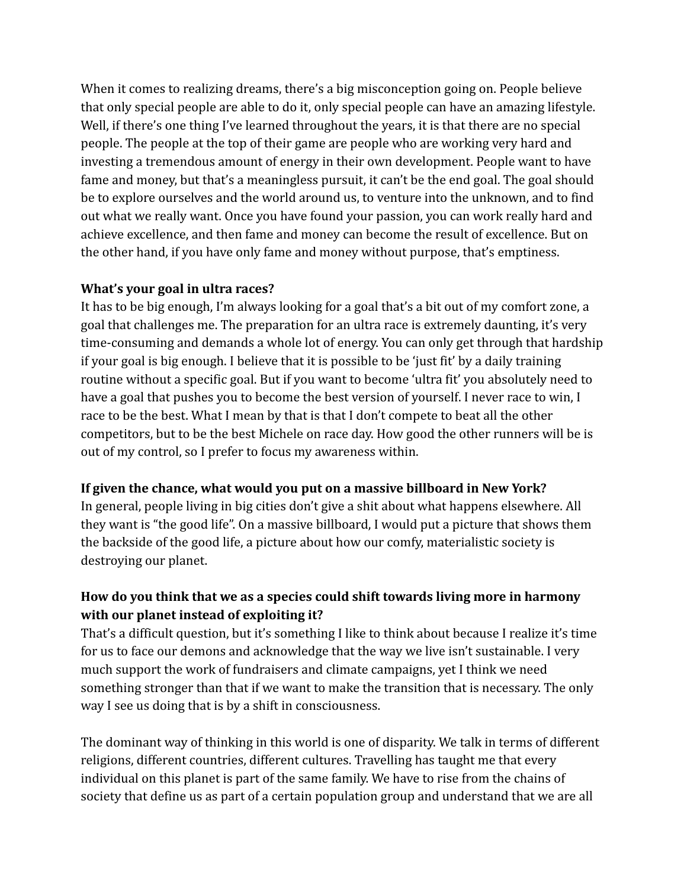When it comes to realizing dreams, there's a big misconception going on. People believe that only special people are able to do it, only special people can have an amazing lifestyle. Well, if there's one thing I've learned throughout the years, it is that there are no special people. The people at the top of their game are people who are working very hard and investing a tremendous amount of energy in their own development. People want to have fame and money, but that's a meaningless pursuit, it can't be the end goal. The goal should be to explore ourselves and the world around us, to venture into the unknown, and to find out what we really want. Once you have found your passion, you can work really hard and achieve excellence, and then fame and money can become the result of excellence. But on the other hand, if you have only fame and money without purpose, that's emptiness.

**What's your goal in ultra races?**
It has to be big enough, I'm always looking for a goal that's a bit out of my comfort zone, a goal that challenges me. The preparation for an ultra race is extremely daunting, it's very time-consuming and demands a whole lot of energy. You can only get through that hardship if your goal is big enough. I believe that it is possible to be 'just fit' by a daily training routine without a specific goal. But if you want to become 'ultra fit' you absolutely need to have a goal that pushes you to become the best version of yourself. I never race to win, I race to be the best. What I mean by that is that I don't compete to beat all the other competitors, but to be the best Michele on race day. How good the other runners will be is out of my control, so I prefer to focus my awareness within.

**If given the chance, what would you put on a massive billboard in New York?**
In general, people living in big cities don't give a shit about what happens elsewhere. All they want is "the good life". On a massive billboard, I would put a picture that shows them the backside of the good life, a picture about how our comfy, materialistic society is destroying our planet.

**How do you think that we as a species could shift towards living more in harmony with our planet instead of exploiting it?**
That's a difficult question, but it's something I like to think about because I realize it's time for us to face our demons and acknowledge that the way we live isn't sustainable. I very much support the work of fundraisers and climate campaigns, yet I think we need something stronger than that if we want to make the transition that is necessary. The only way I see us doing that is by a shift in consciousness.

The dominant way of thinking in this world is one of disparity. We talk in terms of different religions, different countries, different cultures. Travelling has taught me that every individual on this planet is part of the same family. We have to rise from the chains of society that define us as part of a certain population group and understand that we are all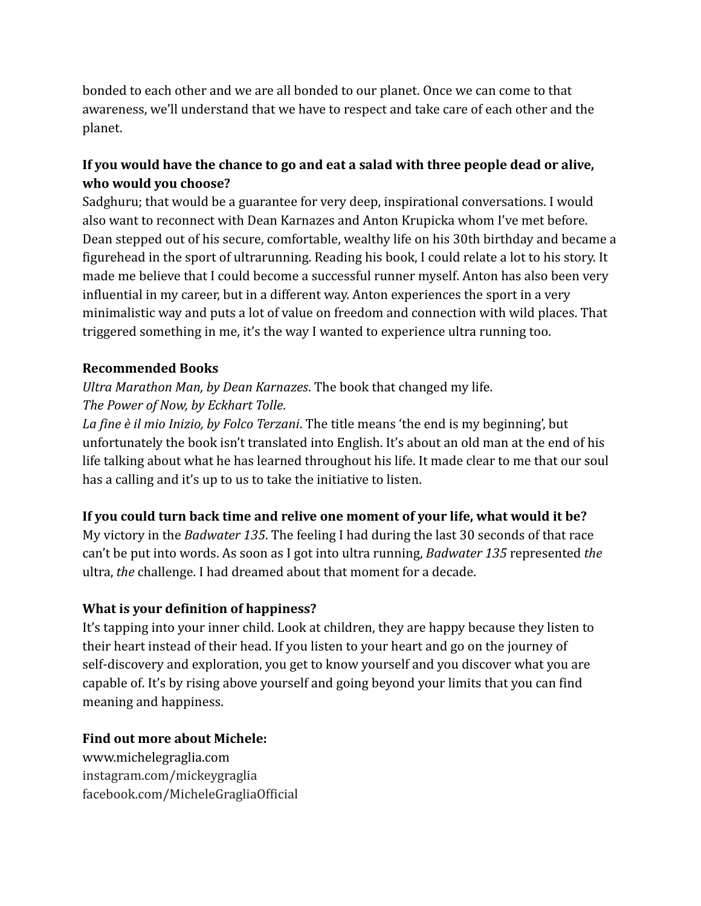bonded to each other and we are all bonded to our planet. Once we can come to that awareness, we'll understand that we have to respect and take care of each other and the planet.

**If you would have the chance to go and eat a salad with three people dead or alive, who would you choose?**

Sadghuru; that would be a guarantee for very deep, inspirational conversations. I would also want to reconnect with Dean Karnazes and Anton Krupicka whom I've met before. Dean stepped out of his secure, comfortable, wealthy life on his 30th birthday and became a figurehead in the sport of ultrarunning. Reading his book, I could relate a lot to his story. It made me believe that I could become a successful runner myself. Anton has also been very influential in my career, but in a different way. Anton experiences the sport in a very minimalistic way and puts a lot of value on freedom and connection with wild places. That triggered something in me, it's the way I wanted to experience ultra running too.

**Recommended Books**

*Ultra Marathon Man, by Dean Karnazes*. The book that changed my life.
*The Power of Now, by Eckhart Tolle*.
*La fine è il mio Inizio, by Folco Terzani*. The title means 'the end is my beginning', but unfortunately the book isn't translated into English. It's about an old man at the end of his life talking about what he has learned throughout his life. It made clear to me that our soul has a calling and it's up to us to take the initiative to listen.

**If you could turn back time and relive one moment of your life, what would it be?**

My victory in the *Badwater 135*. The feeling I had during the last 30 seconds of that race can't be put into words. As soon as I got into ultra running, *Badwater 135* represented *the* ultra, *the* challenge. I had dreamed about that moment for a decade.

**What is your definition of happiness?**

It's tapping into your inner child. Look at children, they are happy because they listen to their heart instead of their head. If you listen to your heart and go on the journey of self-discovery and exploration, you get to know yourself and you discover what you are capable of. It's by rising above yourself and going beyond your limits that you can find meaning and happiness.

**Find out more about Michele:**

www.michelegraglia.com
instagram.com/mickeygraglia
facebook.com/MicheleGragliaOfficial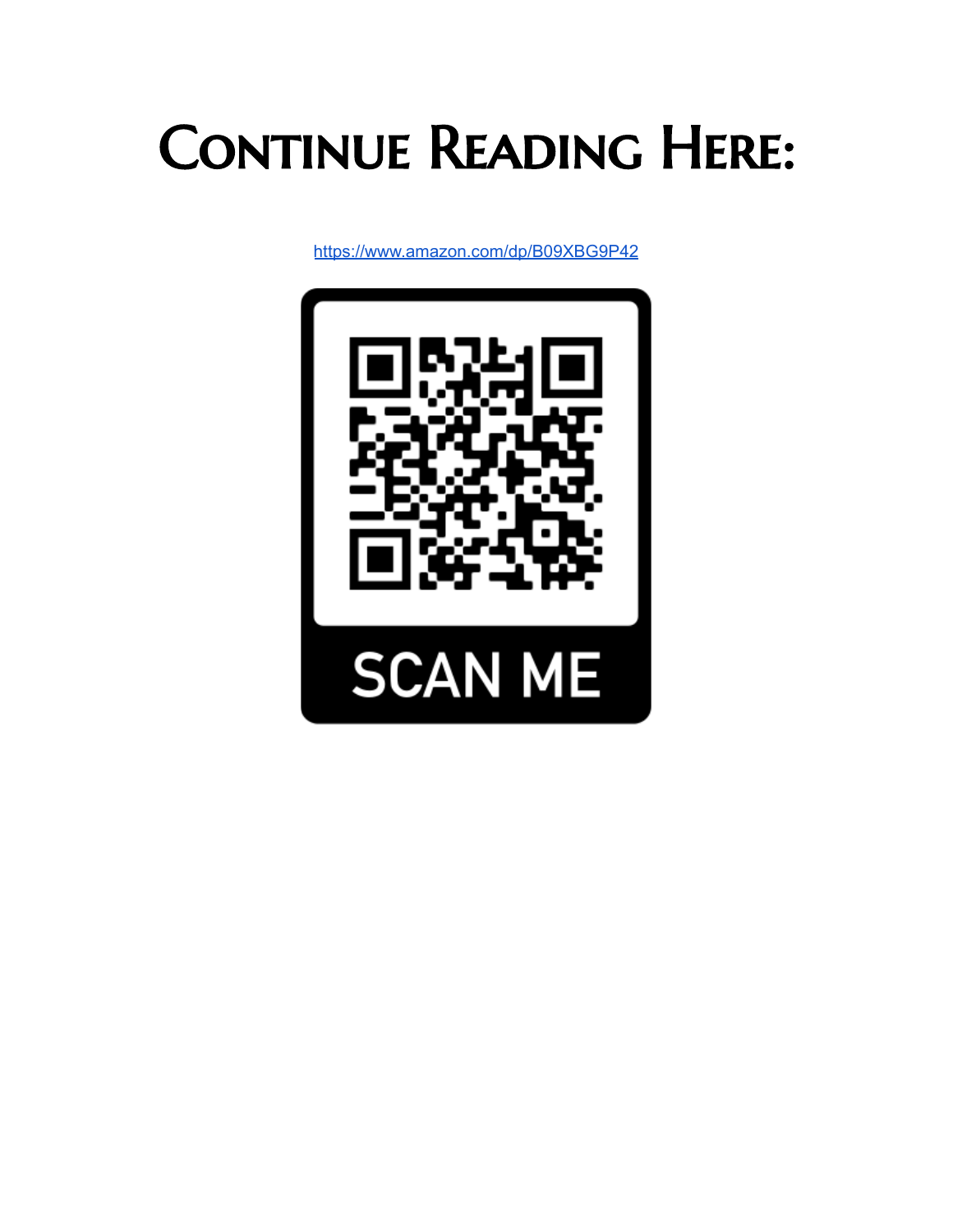# Continue Reading Here:

https://www.amazon.com/dp/B09XBG9P42

SCAN ME